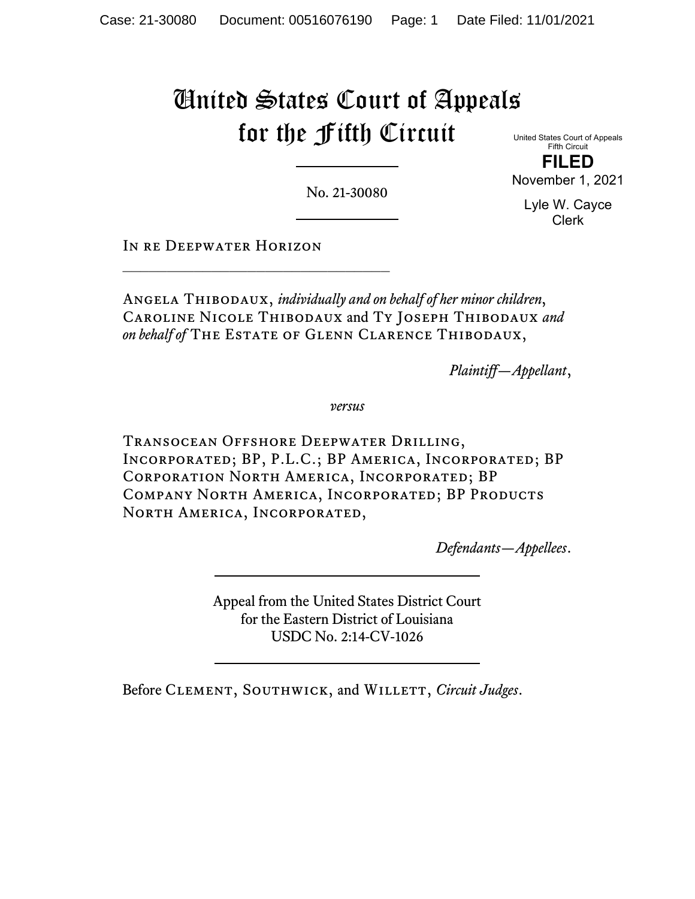# United States Court of Appeals for the Fifth Circuit

United States Court of Appeals
Fifth Circuit

**FILED**

November 1, 2021

Lyle W. Cayce
Clerk

No. 21-30080

In re Deepwater Horizon

---

Angela Thibodaux, *individually and on behalf of her minor children*, Caroline Nicole Thibodaux and Ty Joseph Thibodaux *and on behalf of* The Estate of Glenn Clarence Thibodaux,

*Plaintiff—Appellant*,

*versus*

Transocean Offshore Deepwater Drilling, Incorporated; BP, P.L.C.; BP America, Incorporated; BP Corporation North America, Incorporated; BP Company North America, Incorporated; BP Products North America, Incorporated,

*Defendants—Appellees*.

---

Appeal from the United States District Court
for the Eastern District of Louisiana
USDC No. 2:14-CV-1026

---

Before Clement, Southwick, and Willett, *Circuit Judges*.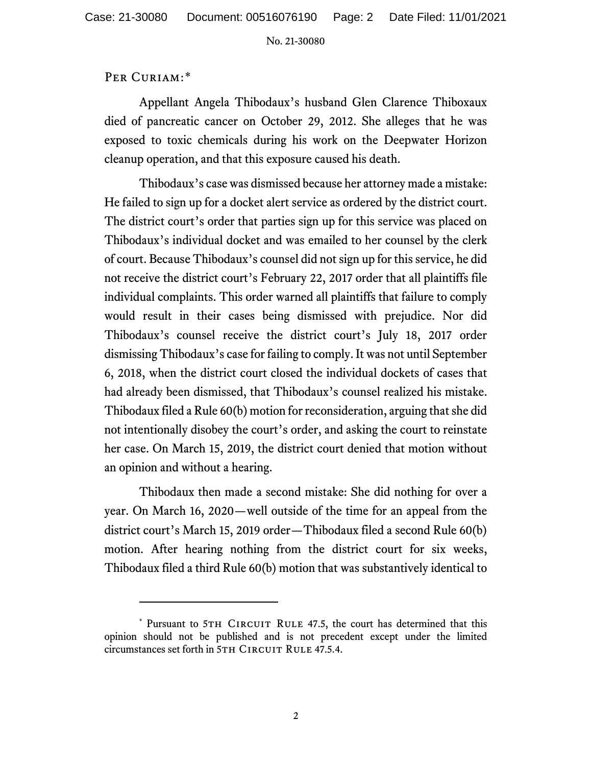Per Curiam:*

Appellant Angela Thibodaux's husband Glen Clarence Thiboxaux died of pancreatic cancer on October 29, 2012. She alleges that he was exposed to toxic chemicals during his work on the Deepwater Horizon cleanup operation, and that this exposure caused his death.

Thibodaux's case was dismissed because her attorney made a mistake: He failed to sign up for a docket alert service as ordered by the district court. The district court's order that parties sign up for this service was placed on Thibodaux's individual docket and was emailed to her counsel by the clerk of court. Because Thibodaux's counsel did not sign up for this service, he did not receive the district court's February 22, 2017 order that all plaintiffs file individual complaints. This order warned all plaintiffs that failure to comply would result in their cases being dismissed with prejudice. Nor did Thibodaux's counsel receive the district court's July 18, 2017 order dismissing Thibodaux's case for failing to comply. It was not until September 6, 2018, when the district court closed the individual dockets of cases that had already been dismissed, that Thibodaux's counsel realized his mistake. Thibodaux filed a Rule 60(b) motion for reconsideration, arguing that she did not intentionally disobey the court's order, and asking the court to reinstate her case. On March 15, 2019, the district court denied that motion without an opinion and without a hearing.

Thibodaux then made a second mistake: She did nothing for over a year. On March 16, 2020—well outside of the time for an appeal from the district court's March 15, 2019 order—Thibodaux filed a second Rule 60(b) motion. After hearing nothing from the district court for six weeks, Thibodaux filed a third Rule 60(b) motion that was substantively identical to

---

\* Pursuant to 5th Circuit Rule 47.5, the court has determined that this opinion should not be published and is not precedent except under the limited circumstances set forth in 5th Circuit Rule 47.5.4.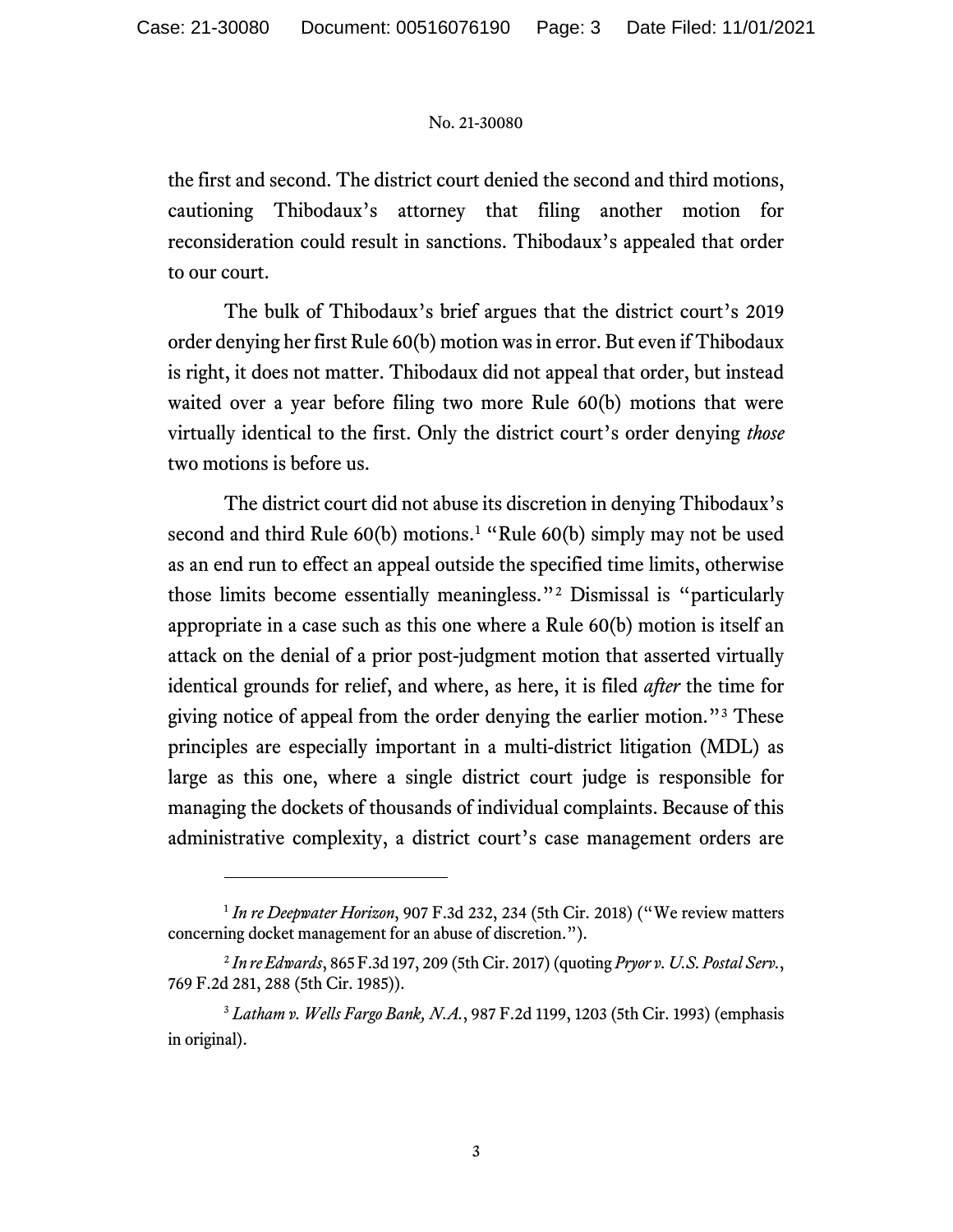the first and second. The district court denied the second and third motions, cautioning Thibodaux's attorney that filing another motion for reconsideration could result in sanctions. Thibodaux's appealed that order to our court.

The bulk of Thibodaux's brief argues that the district court's 2019 order denying her first Rule 60(b) motion was in error. But even if Thibodaux is right, it does not matter. Thibodaux did not appeal that order, but instead waited over a year before filing two more Rule 60(b) motions that were virtually identical to the first. Only the district court's order denying *those* two motions is before us.

The district court did not abuse its discretion in denying Thibodaux's second and third Rule 60(b) motions.[1] "Rule 60(b) simply may not be used as an end run to effect an appeal outside the specified time limits, otherwise those limits become essentially meaningless."[2] Dismissal is "particularly appropriate in a case such as this one where a Rule 60(b) motion is itself an attack on the denial of a prior post-judgment motion that asserted virtually identical grounds for relief, and where, as here, it is filed *after* the time for giving notice of appeal from the order denying the earlier motion."[3] These principles are especially important in a multi-district litigation (MDL) as large as this one, where a single district court judge is responsible for managing the dockets of thousands of individual complaints. Because of this administrative complexity, a district court's case management orders are

---

[1] *In re Deepwater Horizon*, 907 F.3d 232, 234 (5th Cir. 2018) ("We review matters concerning docket management for an abuse of discretion.").

[2] *In re Edwards*, 865 F.3d 197, 209 (5th Cir. 2017) (quoting *Pryor v. U.S. Postal Serv.*, 769 F.2d 281, 288 (5th Cir. 1985)).

[3] *Latham v. Wells Fargo Bank, N.A.*, 987 F.2d 1199, 1203 (5th Cir. 1993) (emphasis in original).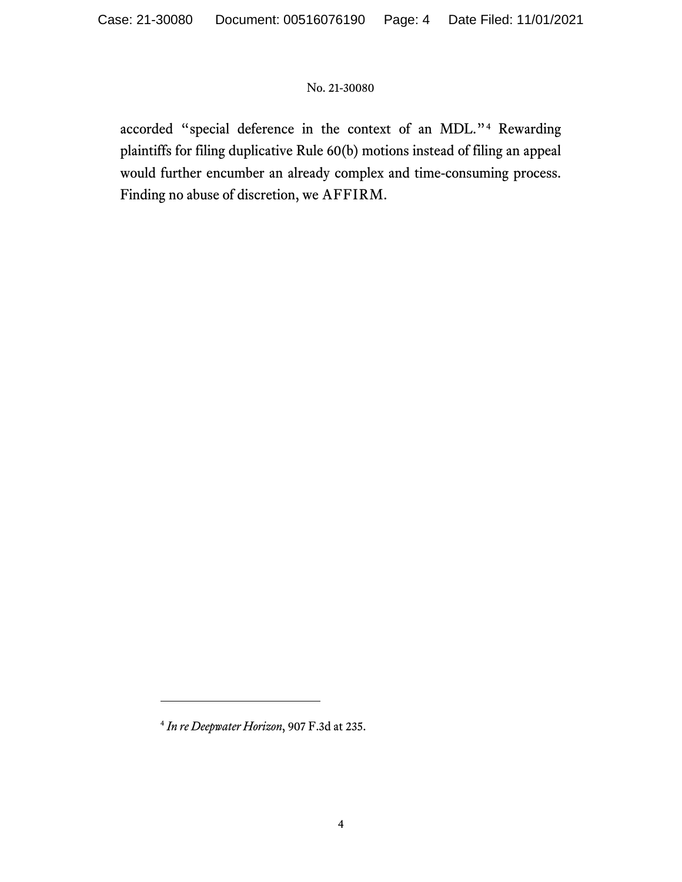accorded "special deference in the context of an MDL."[4] Rewarding plaintiffs for filing duplicative Rule 60(b) motions instead of filing an appeal would further encumber an already complex and time-consuming process. Finding no abuse of discretion, we AFFIRM.

---

[4] *In re Deepwater Horizon*, 907 F.3d at 235.